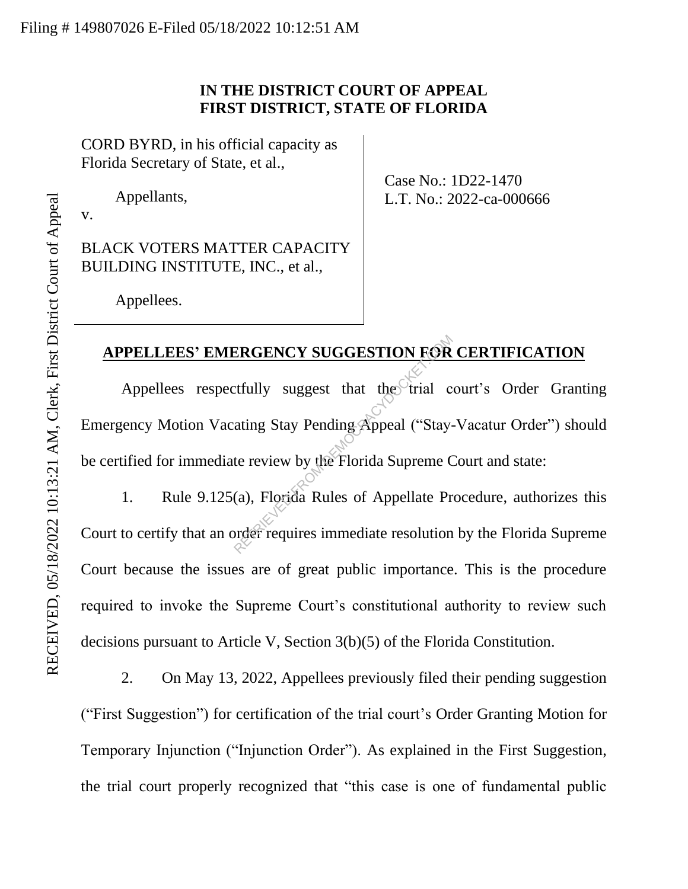Filing # 149807026 E-Filed 05/18/2022 10:12:51 AM

RECEIVED, 05/18/2022 10:13:21 AM, Clerk, First District Court of Appeal

**IN THE DISTRICT COURT OF APPEAL**
**FIRST DISTRICT, STATE OF FLORIDA**

| | |
|---|---|
| CORD BYRD, in his official capacity as Florida Secretary of State, et al., <br><br> Appellants, <br> v. <br><br> BLACK VOTERS MATTER CAPACITY BUILDING INSTITUTE, INC., et al., <br><br> Appellees. | Case No.: 1D22-1470 <br> L.T. No.: 2022-ca-000666 |

**APPELLEES' EMERGENCY SUGGESTION FOR CERTIFICATION**

Appellees respectfully suggest that the trial court's Order Granting Emergency Motion Vacating Stay Pending Appeal ("Stay-Vacatur Order") should be certified for immediate review by the Florida Supreme Court and state:

1. Rule 9.125(a), Florida Rules of Appellate Procedure, authorizes this Court to certify that an order requires immediate resolution by the Florida Supreme Court because the issues are of great public importance. This is the procedure required to invoke the Supreme Court's constitutional authority to review such decisions pursuant to Article V, Section 3(b)(5) of the Florida Constitution.

2. On May 13, 2022, Appellees previously filed their pending suggestion ("First Suggestion") for certification of the trial court's Order Granting Motion for Temporary Injunction ("Injunction Order"). As explained in the First Suggestion, the trial court properly recognized that "this case is one of fundamental public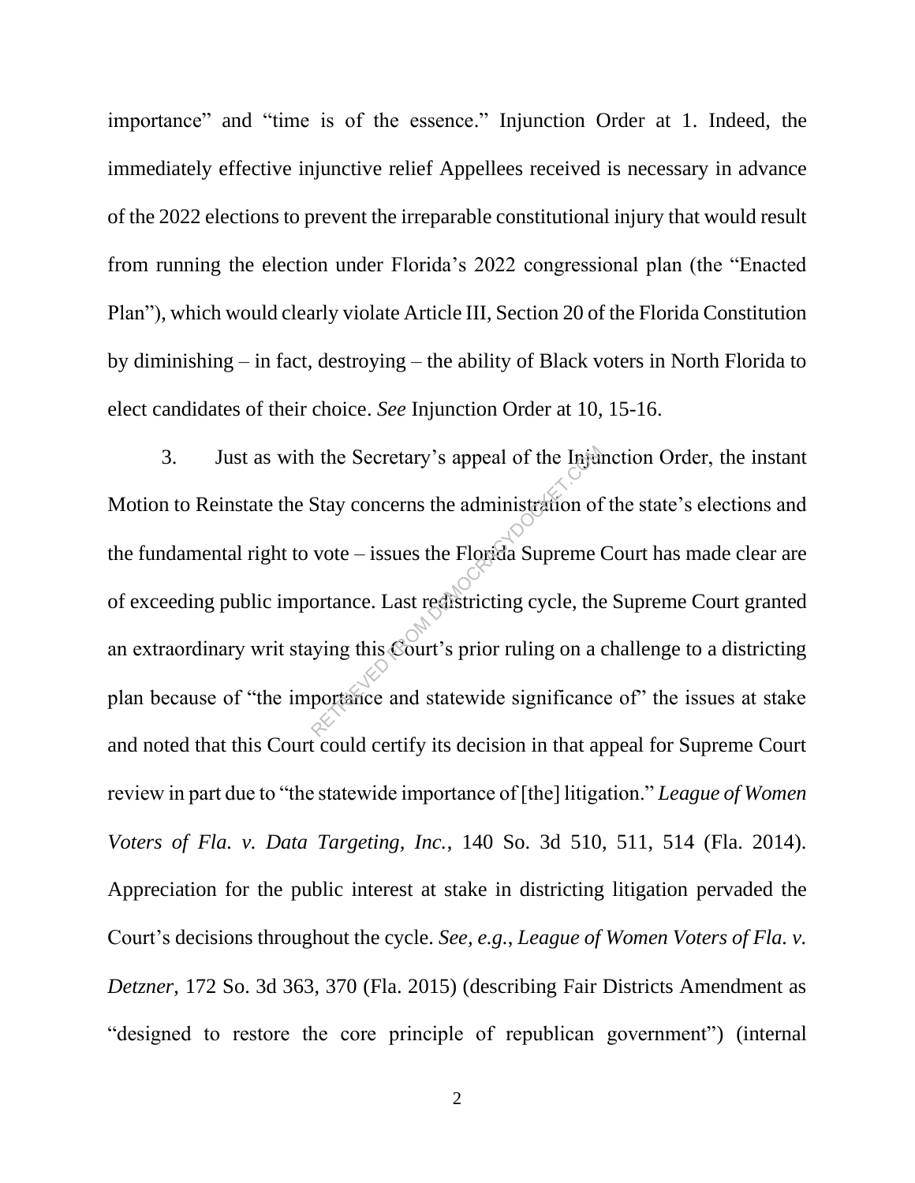importance" and "time is of the essence." Injunction Order at 1. Indeed, the immediately effective injunctive relief Appellees received is necessary in advance of the 2022 elections to prevent the irreparable constitutional injury that would result from running the election under Florida's 2022 congressional plan (the "Enacted Plan"), which would clearly violate Article III, Section 20 of the Florida Constitution by diminishing – in fact, destroying – the ability of Black voters in North Florida to elect candidates of their choice. *See* Injunction Order at 10, 15-16.

3. Just as with the Secretary's appeal of the Injunction Order, the instant Motion to Reinstate the Stay concerns the administration of the state's elections and the fundamental right to vote – issues the Florida Supreme Court has made clear are of exceeding public importance. Last redistricting cycle, the Supreme Court granted an extraordinary writ staying this Court's prior ruling on a challenge to a districting plan because of "the importance and statewide significance of" the issues at stake and noted that this Court could certify its decision in that appeal for Supreme Court review in part due to "the statewide importance of [the] litigation." *League of Women Voters of Fla. v. Data Targeting, Inc.*, 140 So. 3d 510, 511, 514 (Fla. 2014). Appreciation for the public interest at stake in districting litigation pervaded the Court's decisions throughout the cycle. *See, e.g.*, *League of Women Voters of Fla. v. Detzner*, 172 So. 3d 363, 370 (Fla. 2015) (describing Fair Districts Amendment as "designed to restore the core principle of republican government") (internal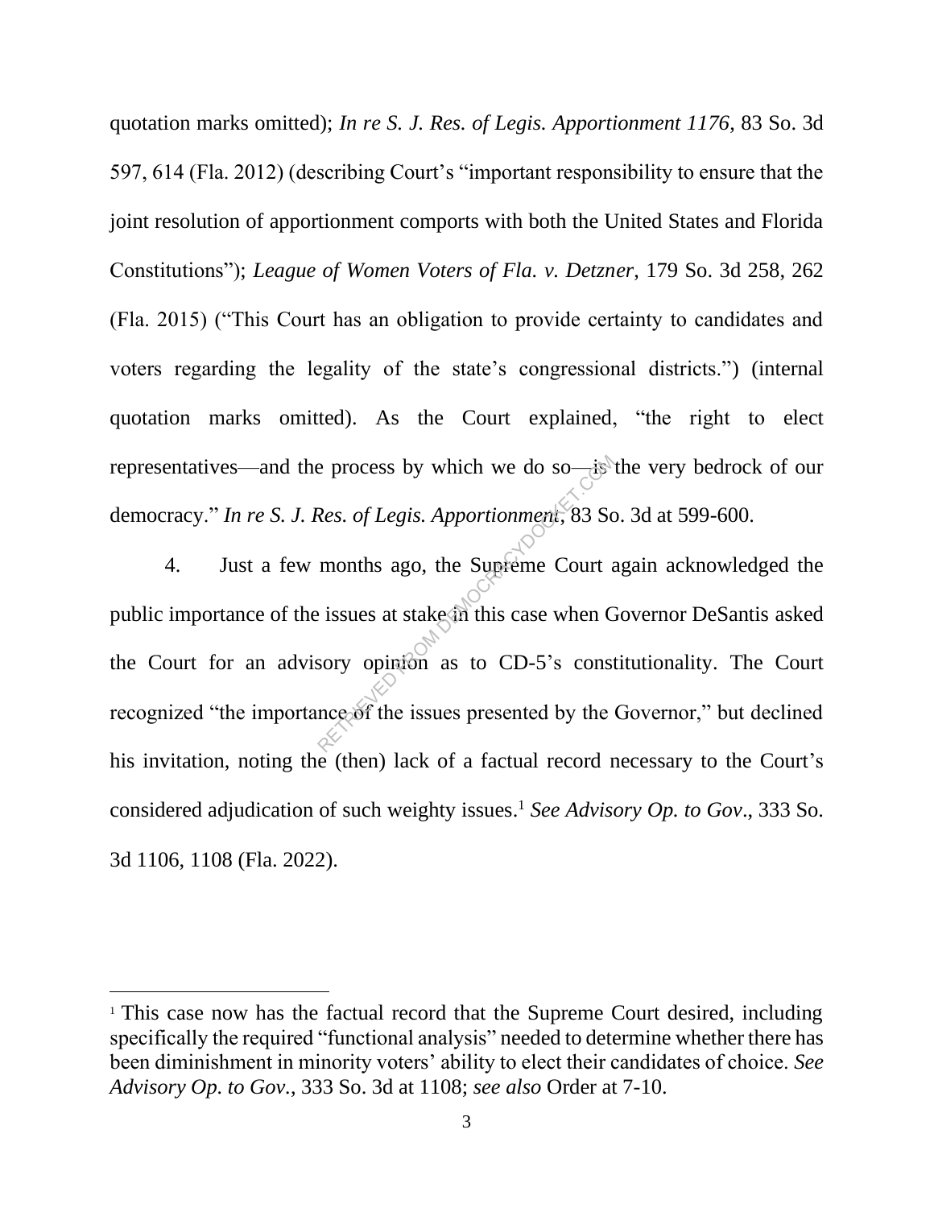quotation marks omitted); *In re S. J. Res. of Legis. Apportionment 1176*, 83 So. 3d 597, 614 (Fla. 2012) (describing Court's "important responsibility to ensure that the joint resolution of apportionment comports with both the United States and Florida Constitutions"); *League of Women Voters of Fla. v. Detzner*, 179 So. 3d 258, 262 (Fla. 2015) ("This Court has an obligation to provide certainty to candidates and voters regarding the legality of the state's congressional districts.") (internal quotation marks omitted). As the Court explained, "the right to elect representatives—and the process by which we do so—is the very bedrock of our democracy." *In re S. J. Res. of Legis. Apportionment*, 83 So. 3d at 599-600.

4. Just a few months ago, the Supreme Court again acknowledged the public importance of the issues at stake in this case when Governor DeSantis asked the Court for an advisory opinion as to CD-5's constitutionality. The Court recognized "the importance of the issues presented by the Governor," but declined his invitation, noting the (then) lack of a factual record necessary to the Court's considered adjudication of such weighty issues.[1] *See Advisory Op. to Gov*., 333 So. 3d 1106, 1108 (Fla. 2022).

[1] This case now has the factual record that the Supreme Court desired, including specifically the required "functional analysis" needed to determine whether there has been diminishment in minority voters' ability to elect their candidates of choice. *See Advisory Op. to Gov.*, 333 So. 3d at 1108; *see also* Order at 7-10.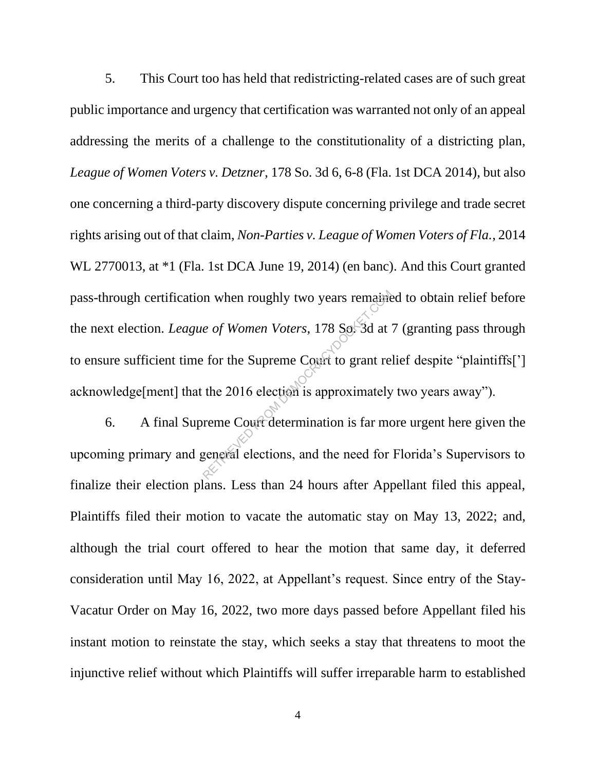5. This Court too has held that redistricting-related cases are of such great public importance and urgency that certification was warranted not only of an appeal addressing the merits of a challenge to the constitutionality of a districting plan, *League of Women Voters v. Detzner*, 178 So. 3d 6, 6-8 (Fla. 1st DCA 2014), but also one concerning a third-party discovery dispute concerning privilege and trade secret rights arising out of that claim, *Non-Parties v. League of Women Voters of Fla.*, 2014 WL 2770013, at *1 (Fla. 1st DCA June 19, 2014) (en banc). And this Court granted pass-through certification when roughly two years remained to obtain relief before the next election. *League of Women Voters*, 178 So. 3d at 7 (granting pass through to ensure sufficient time for the Supreme Court to grant relief despite "plaintiffs['] acknowledge[ment] that the 2016 election is approximately two years away").

6. A final Supreme Court determination is far more urgent here given the upcoming primary and general elections, and the need for Florida's Supervisors to finalize their election plans. Less than 24 hours after Appellant filed this appeal, Plaintiffs filed their motion to vacate the automatic stay on May 13, 2022; and, although the trial court offered to hear the motion that same day, it deferred consideration until May 16, 2022, at Appellant's request. Since entry of the Stay-Vacatur Order on May 16, 2022, two more days passed before Appellant filed his instant motion to reinstate the stay, which seeks a stay that threatens to moot the injunctive relief without which Plaintiffs will suffer irreparable harm to established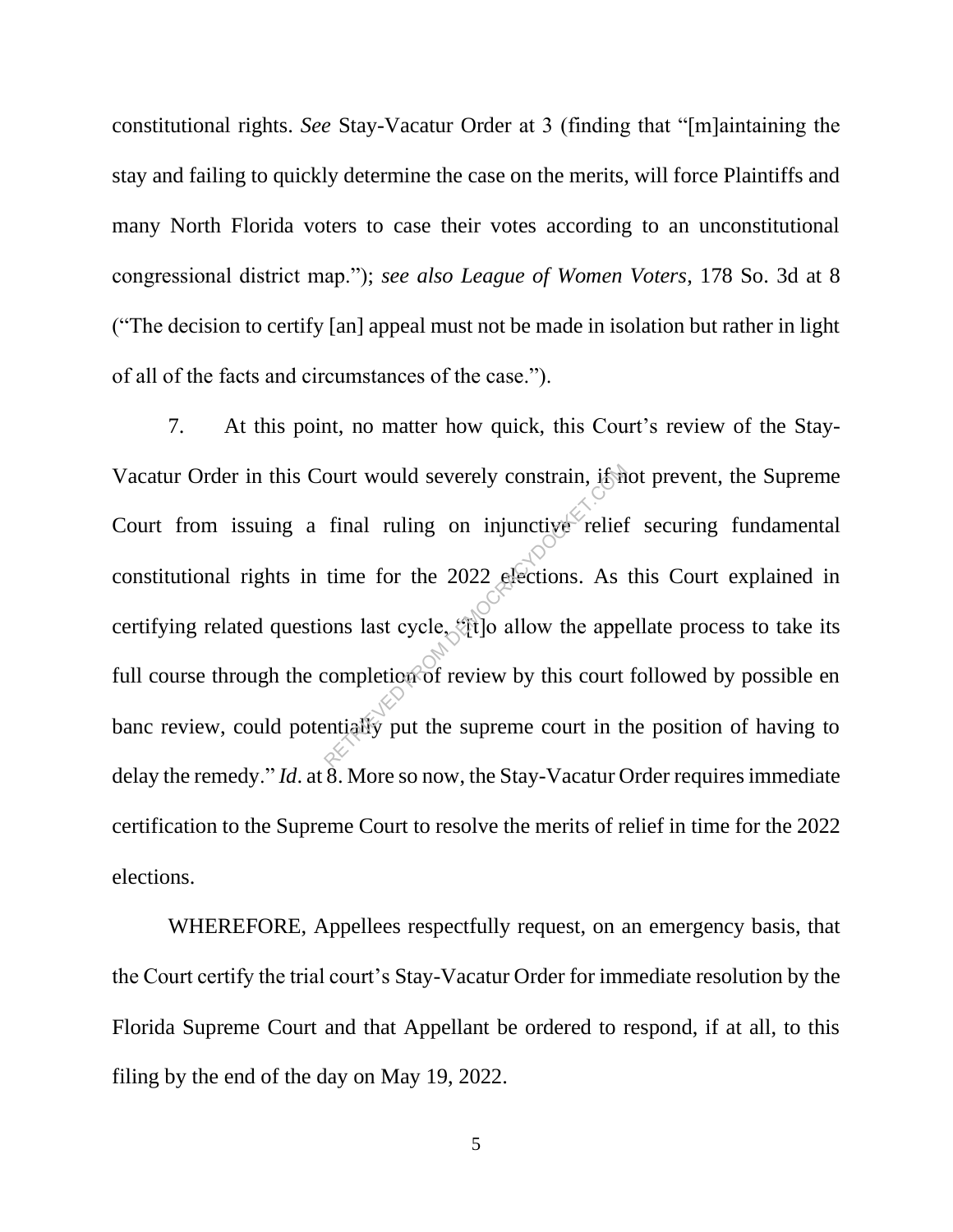constitutional rights. *See* Stay-Vacatur Order at 3 (finding that "[m]aintaining the stay and failing to quickly determine the case on the merits, will force Plaintiffs and many North Florida voters to case their votes according to an unconstitutional congressional district map."); *see also League of Women Voters*, 178 So. 3d at 8 ("The decision to certify [an] appeal must not be made in isolation but rather in light of all of the facts and circumstances of the case.").

7. At this point, no matter how quick, this Court's review of the Stay-Vacatur Order in this Court would severely constrain, if not prevent, the Supreme Court from issuing a final ruling on injunctive relief securing fundamental constitutional rights in time for the 2022 elections. As this Court explained in certifying related questions last cycle, "[t]o allow the appellate process to take its full course through the completion of review by this court followed by possible en banc review, could potentially put the supreme court in the position of having to delay the remedy." *Id*. at 8. More so now, the Stay-Vacatur Order requires immediate certification to the Supreme Court to resolve the merits of relief in time for the 2022 elections.

WHEREFORE, Appellees respectfully request, on an emergency basis, that the Court certify the trial court's Stay-Vacatur Order for immediate resolution by the Florida Supreme Court and that Appellant be ordered to respond, if at all, to this filing by the end of the day on May 19, 2022.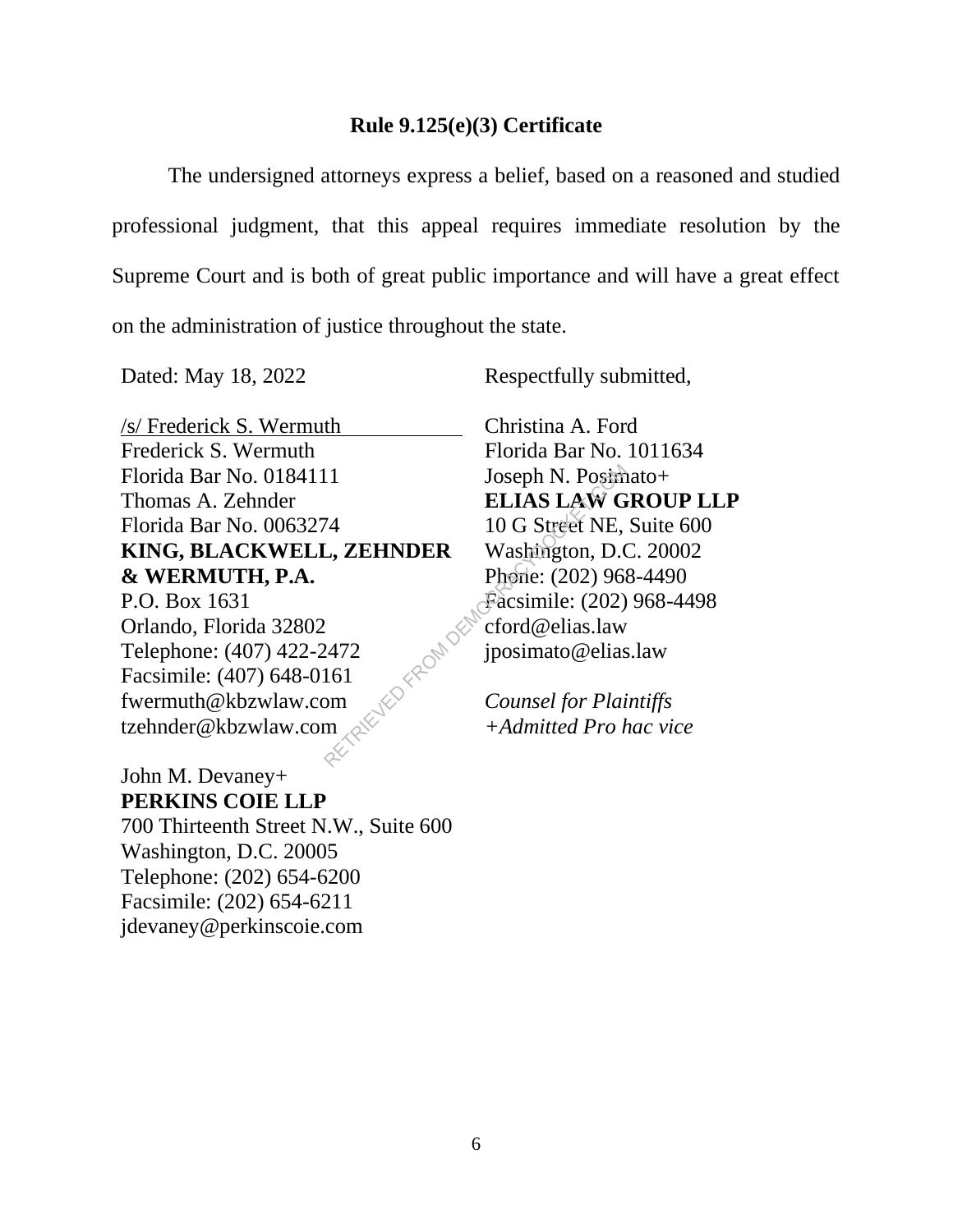## Rule 9.125(e)(3) Certificate

The undersigned attorneys express a belief, based on a reasoned and studied professional judgment, that this appeal requires immediate resolution by the Supreme Court and is both of great public importance and will have a great effect on the administration of justice throughout the state.

Dated: May 18, 2022

Respectfully submitted,

/s/ Frederick S. Wermuth
Frederick S. Wermuth
Florida Bar No. 0184111
Thomas A. Zehnder
Florida Bar No. 0063274
**KING, BLACKWELL, ZEHNDER & WERMUTH, P.A.**
P.O. Box 1631
Orlando, Florida 32802
Telephone: (407) 422-2472
Facsimile: (407) 648-0161
fwermuth@kbzwlaw.com
tzehnder@kbzwlaw.com

John M. Devaney+
**PERKINS COIE LLP**
700 Thirteenth Street N.W., Suite 600
Washington, D.C. 20005
Telephone: (202) 654-6200
Facsimile: (202) 654-6211
jdevaney@perkinscoie.com

Christina A. Ford
Florida Bar No. 1011634
Joseph N. Posimato+
**ELIAS LAW GROUP LLP**
10 G Street NE, Suite 600
Washington, D.C. 20002
Phone: (202) 968-4490
Facsimile: (202) 968-4498
cford@elias.law
jposimato@elias.law

*Counsel for Plaintiffs*
*+Admitted Pro hac vice*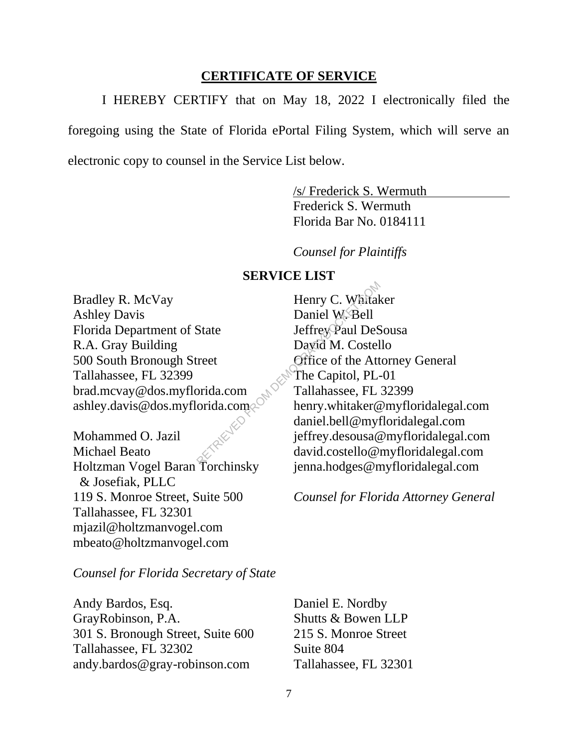## CERTIFICATE OF SERVICE

I HEREBY CERTIFY that on May 18, 2022 I electronically filed the foregoing using the State of Florida ePortal Filing System, which will serve an electronic copy to counsel in the Service List below.

/s/ Frederick S. Wermuth
Frederick S. Wermuth
Florida Bar No. 0184111

*Counsel for Plaintiffs*

## SERVICE LIST

Bradley R. McVay
Ashley Davis
Florida Department of State
R.A. Gray Building
500 South Bronough Street
Tallahassee, FL 32399
brad.mcvay@dos.myflorida.com
ashley.davis@dos.myflorida.com

Mohammed O. Jazil
Michael Beato
Holtzman Vogel Baran Torchinsky
& Josefiak, PLLC
119 S. Monroe Street, Suite 500
Tallahassee, FL 32301
mjazil@holtzmanvogel.com
mbeato@holtzmanvogel.com

*Counsel for Florida Secretary of State*

Henry C. Whitaker
Daniel W. Bell
Jeffrey Paul DeSousa
David M. Costello
Office of the Attorney General
The Capitol, PL-01
Tallahassee, FL 32399
henry.whitaker@myfloridalegal.com
daniel.bell@myfloridalegal.com
jeffrey.desousa@myfloridalegal.com
david.costello@myfloridalegal.com
jenna.hodges@myfloridalegal.com

*Counsel for Florida Attorney General*

Andy Bardos, Esq.
GrayRobinson, P.A.
301 S. Bronough Street, Suite 600
Tallahassee, FL 32302
andy.bardos@gray-robinson.com

Daniel E. Nordby
Shutts & Bowen LLP
215 S. Monroe Street
Suite 804
Tallahassee, FL 32301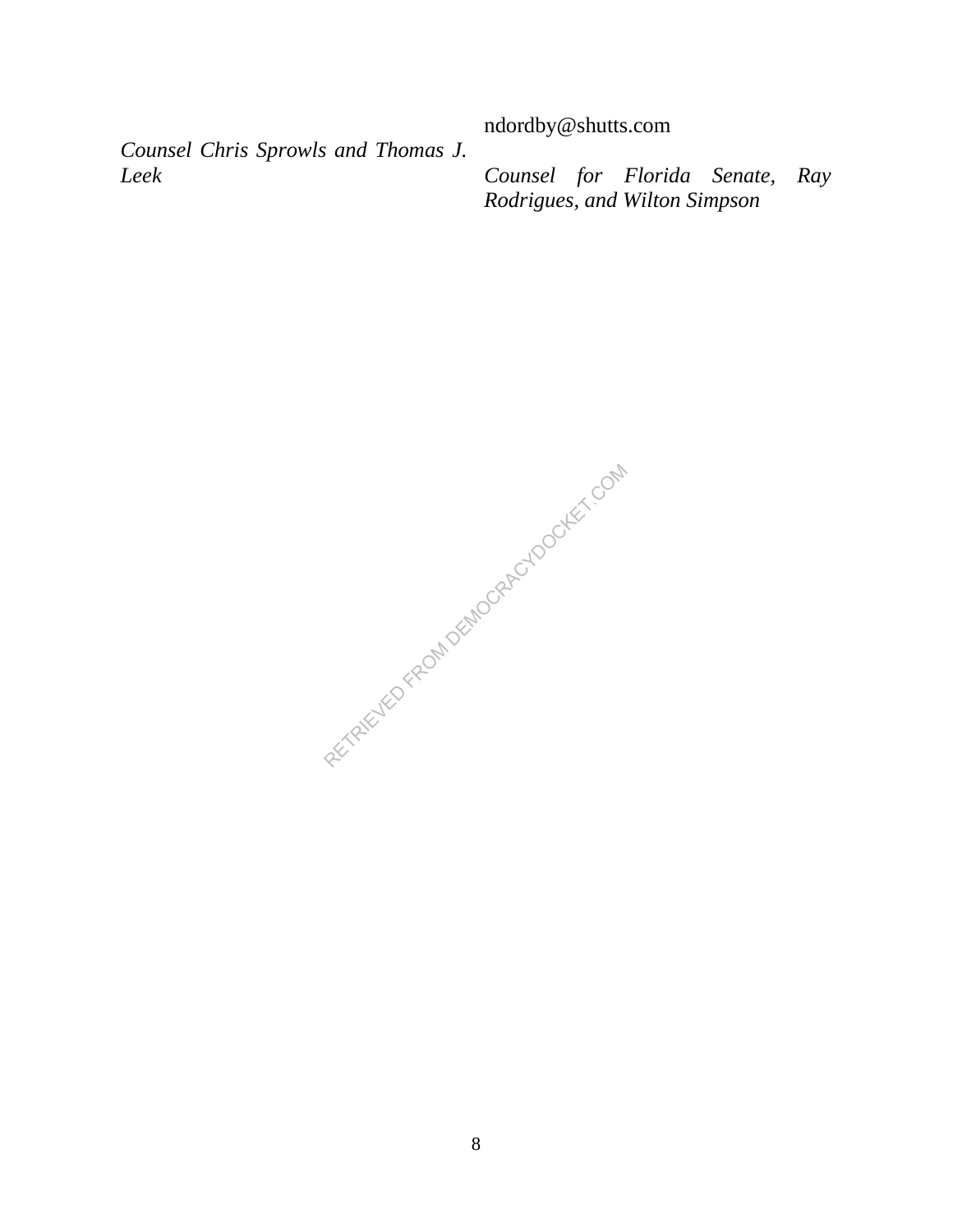ndordby@shutts.com

*Counsel Chris Sprowls and Thomas J. Leek*

*Counsel for Florida Senate, Ray Rodrigues, and Wilton Simpson*